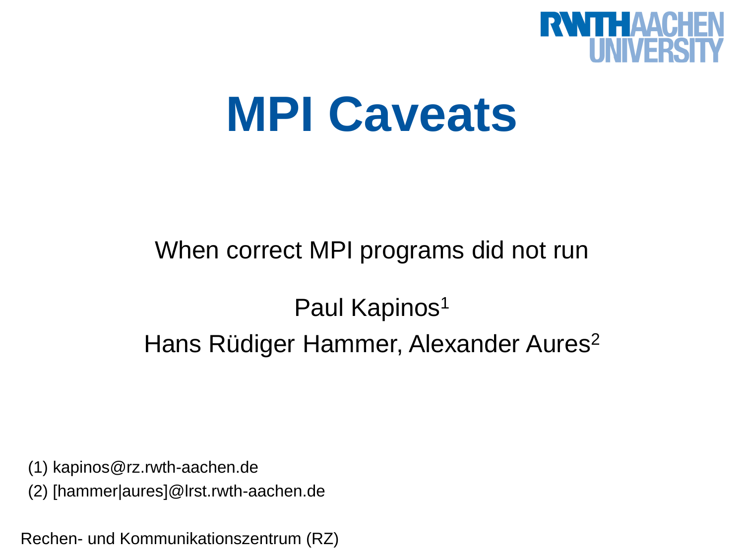# MPI Caveats

When correct MPI programs did not run

Paul Kapinos[1]

Hans Rüdiger Hammer, Alexander Aures[2]

(1) kapinos@rz.rwth-aachen.de

(2) [hammer|aures]@lrst.rwth-aachen.de

Rechen- und Kommunikationszentrum (RZ)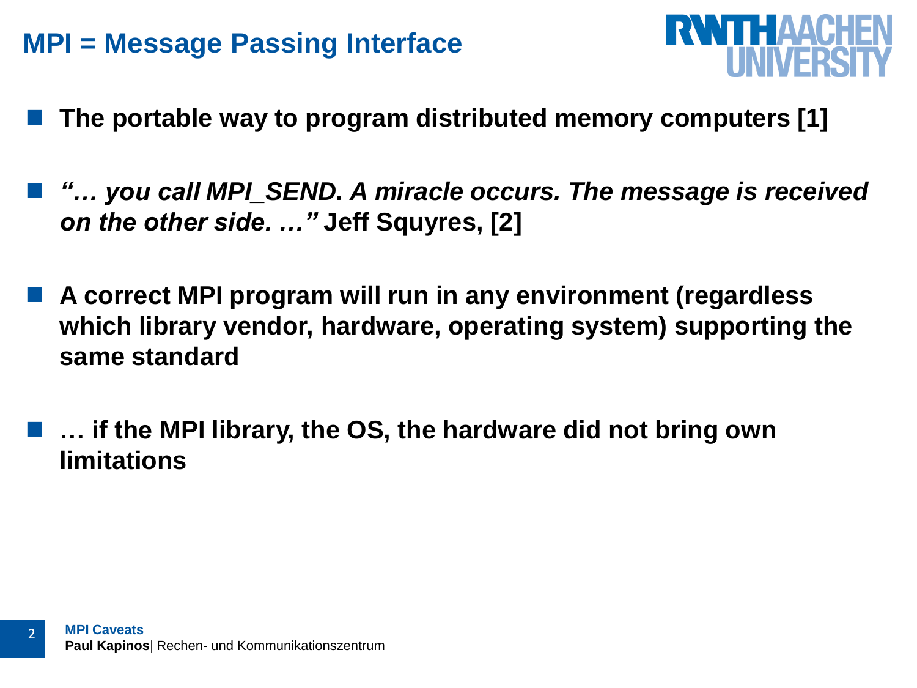# MPI = Message Passing Interface

- **The portable way to program distributed memory computers [1]**

- ***"… you call MPI_SEND. A miracle occurs. The message is received on the other side. …"* Jeff Squyres, [2]**

- **A correct MPI program will run in any environment (regardless which library vendor, hardware, operating system) supporting the same standard**

- **… if the MPI library, the OS, the hardware did not bring own limitations**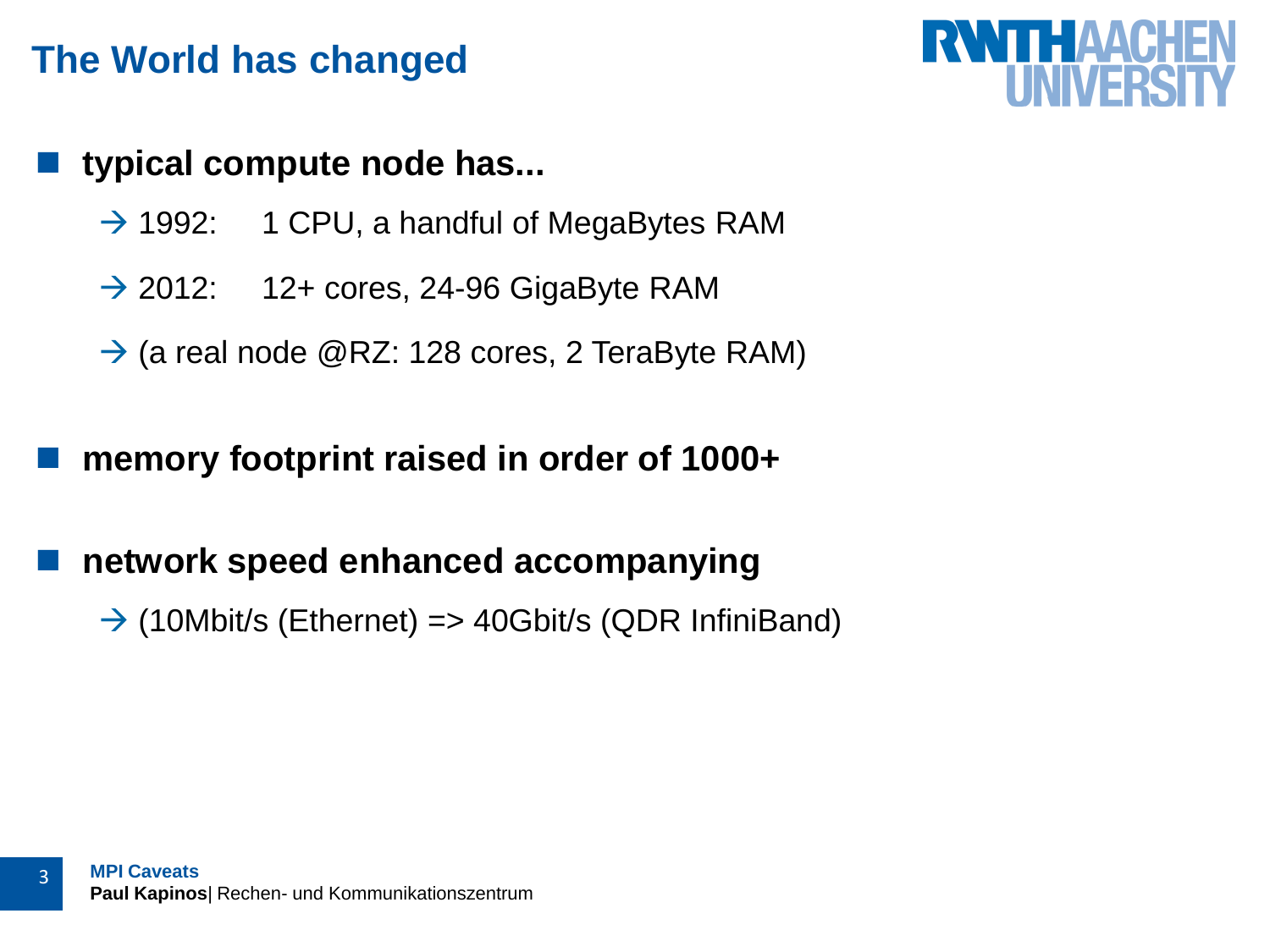# The World has changed

- **typical compute node has...**
  - → 1992: 1 CPU, a handful of MegaBytes RAM
  - → 2012: 12+ cores, 24-96 GigaByte RAM
  - → (a real node @RZ: 128 cores, 2 TeraByte RAM)
- **memory footprint raised in order of 1000+**
- **network speed enhanced accompanying**
  - → (10Mbit/s (Ethernet) => 40Gbit/s (QDR InfiniBand)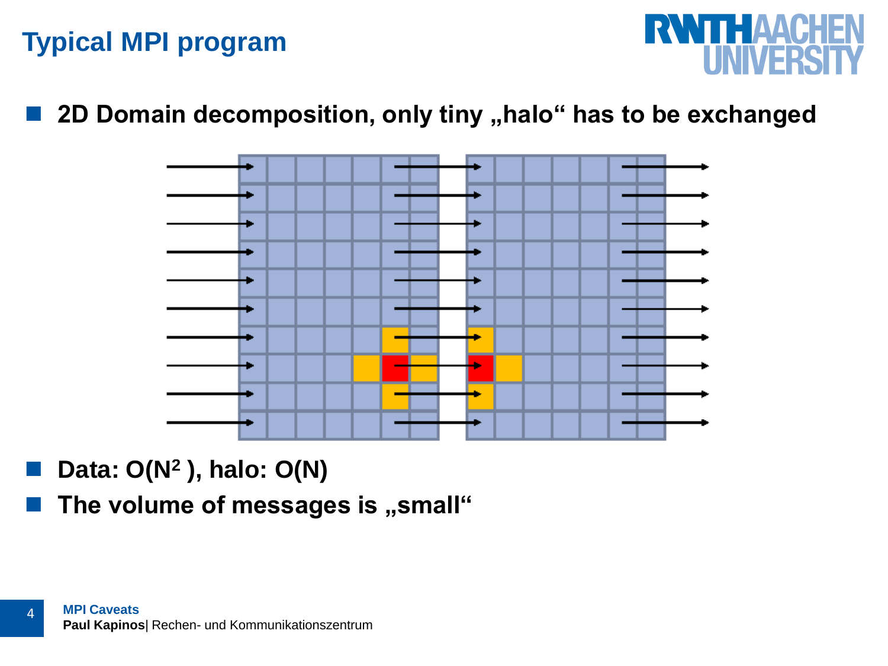# Typical MPI program

- **2D Domain decomposition, only tiny „halo“ has to be exchanged**

- **Data: $O(N^2)$, halo: $O(N)$**
- **The volume of messages is „small“**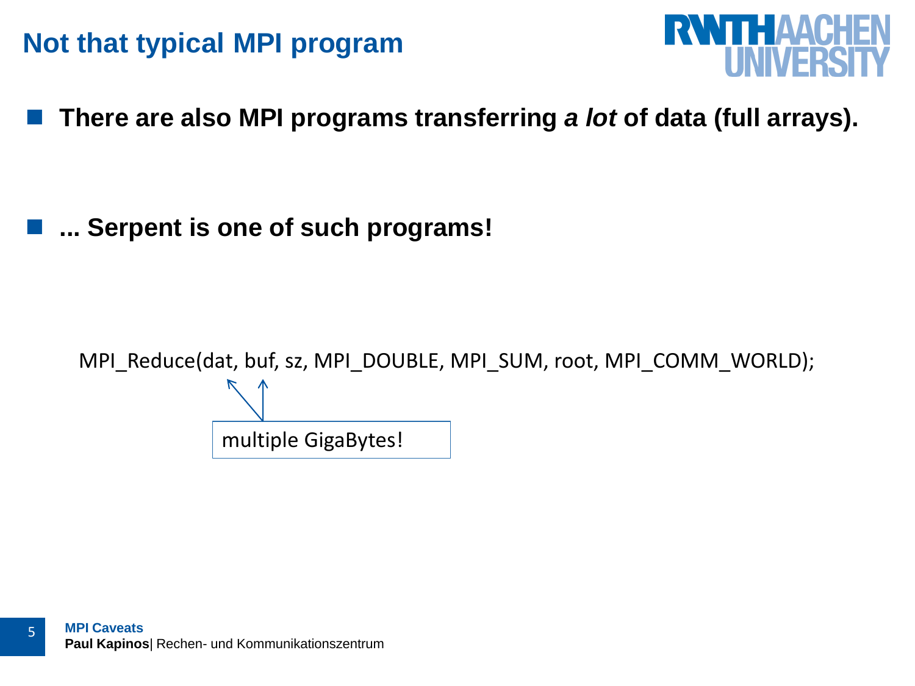# Not that typical MPI program

- **There are also MPI programs transferring *a lot* of data (full arrays).**

- **... Serpent is one of such programs!**

```
MPI_Reduce(dat, buf, sz, MPI_DOUBLE, MPI_SUM, root, MPI_COMM_WORLD);
```

multiple GigaBytes!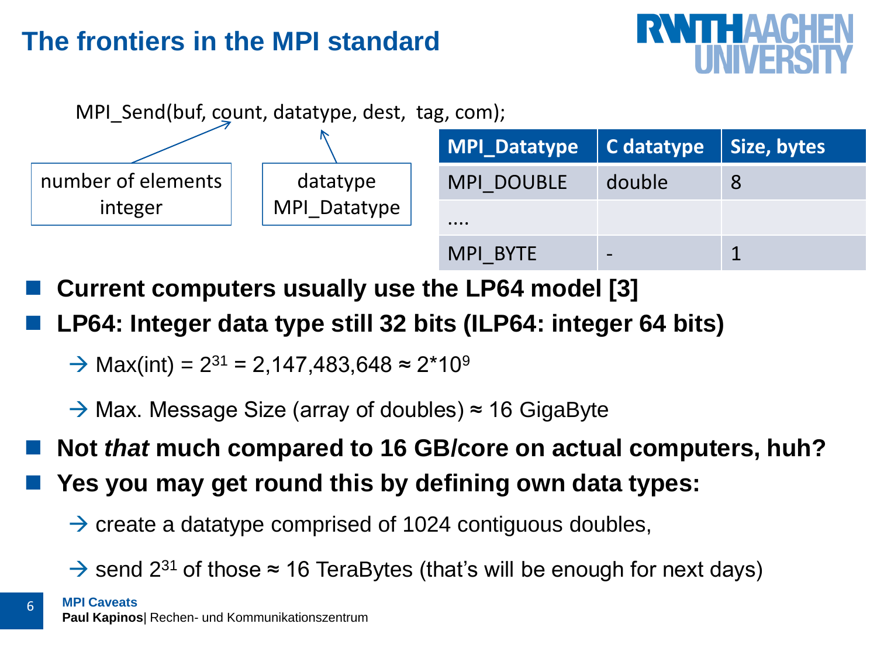# The frontiers in the MPI standard

```
MPI_Send(buf, count, datatype, dest,  tag, com);
```

- count → number of elements integer
- datatype → datatype MPI_Datatype

| MPI_Datatype | C datatype | Size, bytes |
| --- | --- | --- |
| MPI_DOUBLE | double | 8 |
| .... | | |
| MPI_BYTE | - | 1 |

- **Current computers usually use the LP64 model [3]**
- **LP64: Integer data type still 32 bits (ILP64: integer 64 bits)**

  → Max(int) = $2^{31}$ = 2,147,483,648 ≈ $2*10^9$

  → Max. Message Size (array of doubles) ≈ 16 GigaByte

- **Not *that* much compared to 16 GB/core on actual computers, huh?**
- **Yes you may get round this by defining own data types:**

  → create a datatype comprised of 1024 contiguous doubles,

  → send $2^{31}$ of those ≈ 16 TeraBytes (that's will be enough for next days)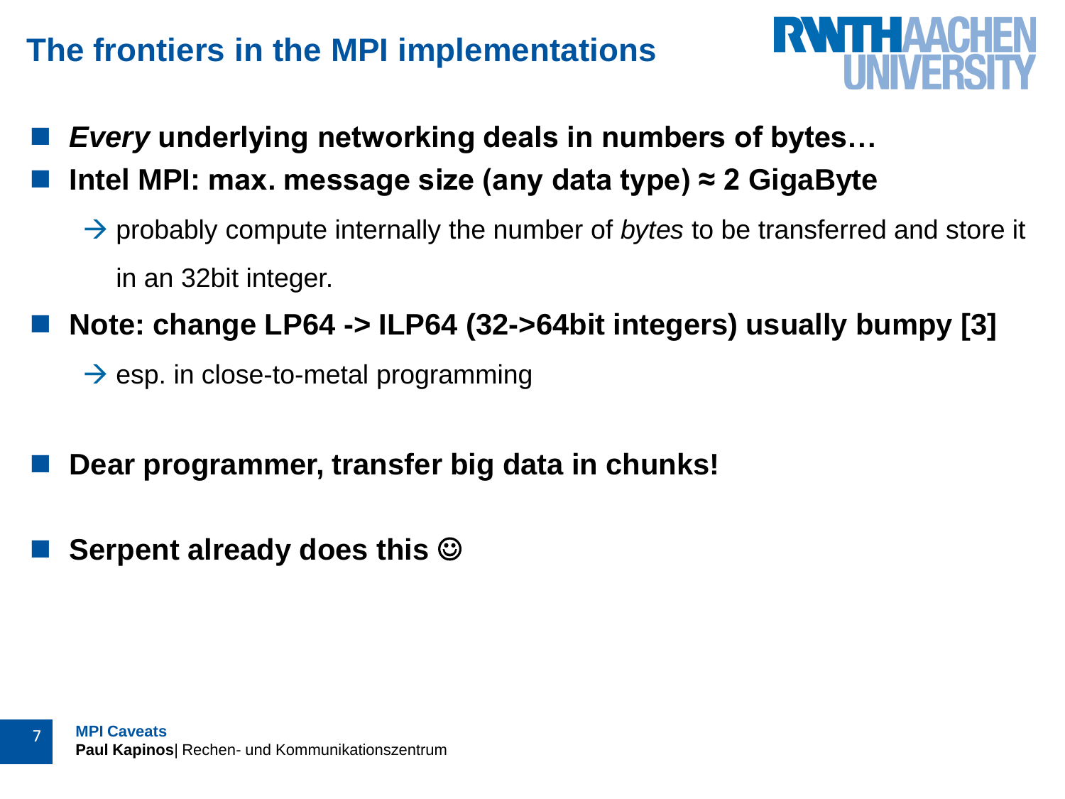# The frontiers in the MPI implementations

- ***Every* underlying networking deals in numbers of bytes…**
- **Intel MPI: max. message size (any data type) ≈ 2 GigaByte**
  - → probably compute internally the number of *bytes* to be transferred and store it in an 32bit integer.
- **Note: change LP64 -> ILP64 (32->64bit integers) usually bumpy [3]**
  - → esp. in close-to-metal programming

- **Dear programmer, transfer big data in chunks!**

- **Serpent already does this ☺**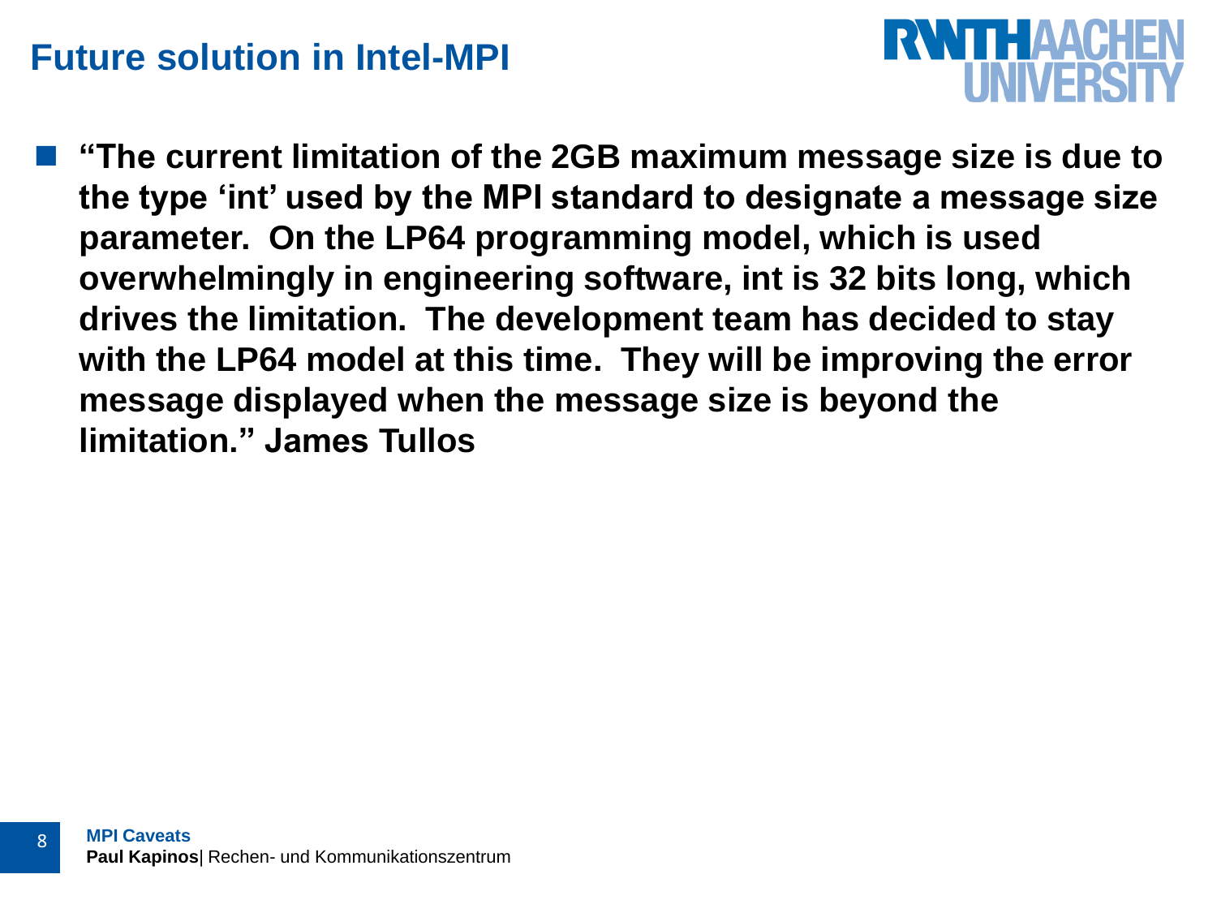# Future solution in Intel-MPI

- **“The current limitation of the 2GB maximum message size is due to the type ‘int’ used by the MPI standard to designate a message size parameter. On the LP64 programming model, which is used overwhelmingly in engineering software, int is 32 bits long, which drives the limitation. The development team has decided to stay with the LP64 model at this time. They will be improving the error message displayed when the message size is beyond the limitation.” James Tullos**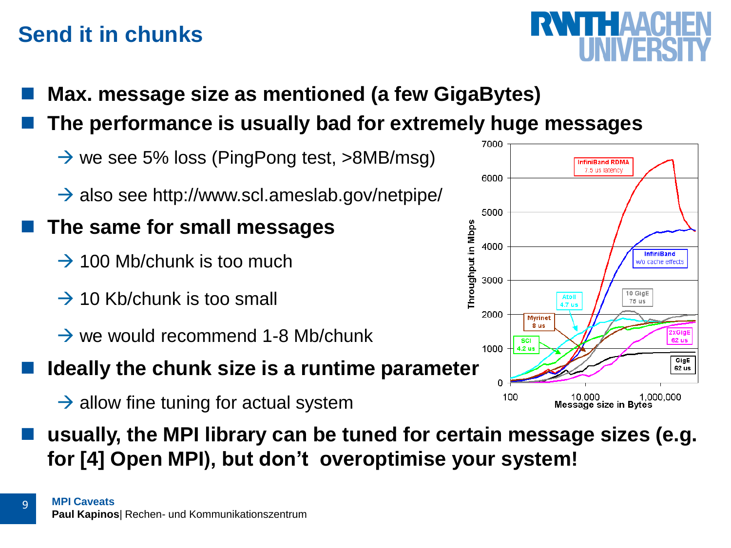# Send it in chunks

- **Max. message size as mentioned (a few GigaBytes)**
- **The performance is usually bad for extremely huge messages**
  - → we see 5% loss (PingPong test, >8MB/msg)
  - → also see http://www.scl.ameslab.gov/netpipe/
- **The same for small messages**
  - → 100 Mb/chunk is too much
  - → 10 Kb/chunk is too small
  - → we would recommend 1-8 Mb/chunk
- **Ideally the chunk size is a runtime parameter**
  - → allow fine tuning for actual system
- **usually, the MPI library can be tuned for certain message sizes (e.g. for [4] Open MPI), but don't overoptimise your system!**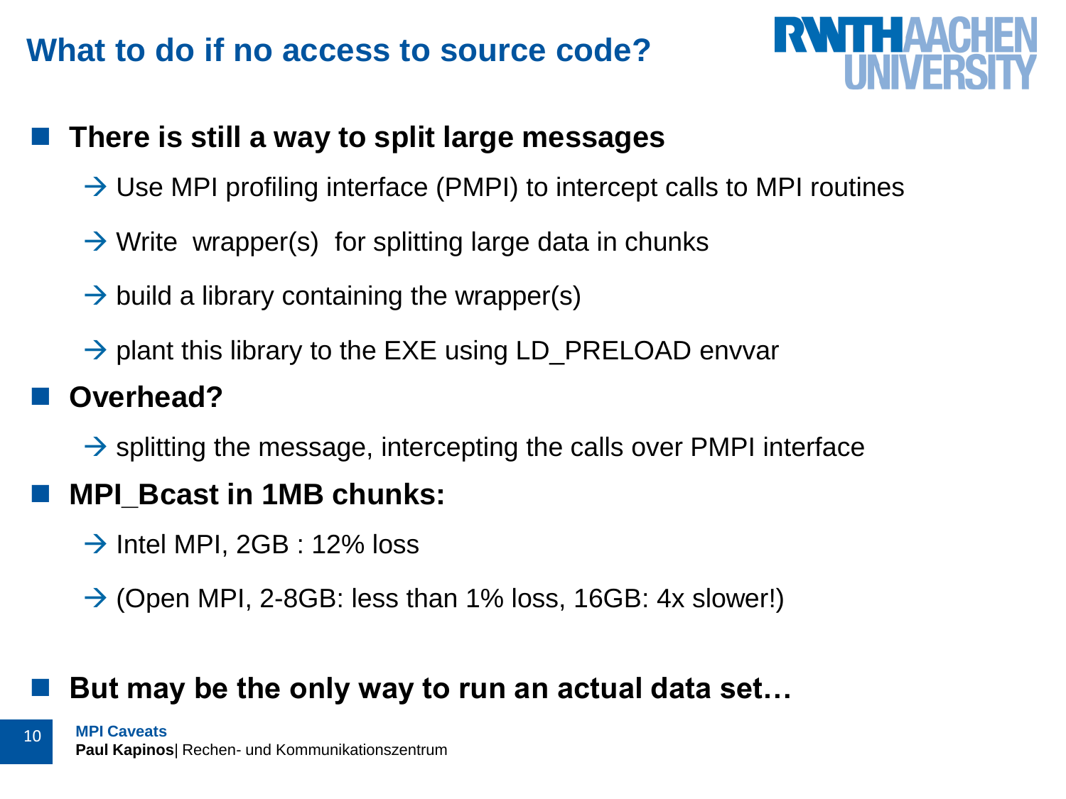# What to do if no access to source code?

- **There is still a way to split large messages**
  - → Use MPI profiling interface (PMPI) to intercept calls to MPI routines
  - → Write wrapper(s) for splitting large data in chunks
  - → build a library containing the wrapper(s)
  - → plant this library to the EXE using LD_PRELOAD envvar
- **Overhead?**
  - → splitting the message, intercepting the calls over PMPI interface
- **MPI_Bcast in 1MB chunks:**
  - → Intel MPI, 2GB : 12% loss
  - → (Open MPI, 2-8GB: less than 1% loss, 16GB: 4x slower!)
- **But may be the only way to run an actual data set…**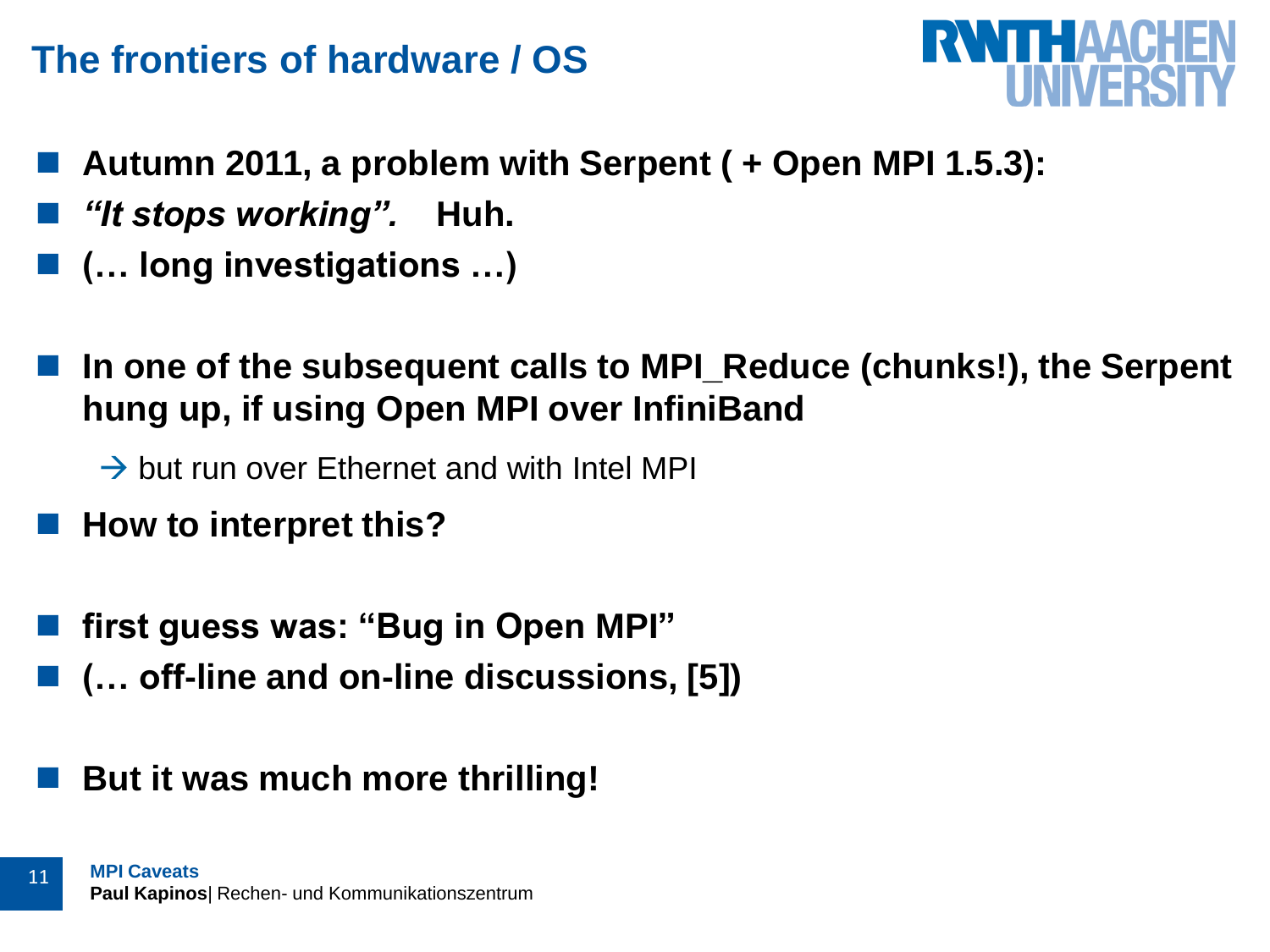# The frontiers of hardware / OS

- **Autumn 2011, a problem with Serpent ( + Open MPI 1.5.3):**
- ***"It stops working".*** **Huh.**
- **(… long investigations …)**

- **In one of the subsequent calls to MPI_Reduce (chunks!), the Serpent hung up, if using Open MPI over InfiniBand**

  → but run over Ethernet and with Intel MPI

- **How to interpret this?**

- **first guess was: "Bug in Open MPI"**
- **(… off-line and on-line discussions, [5])**

- **But it was much more thrilling!**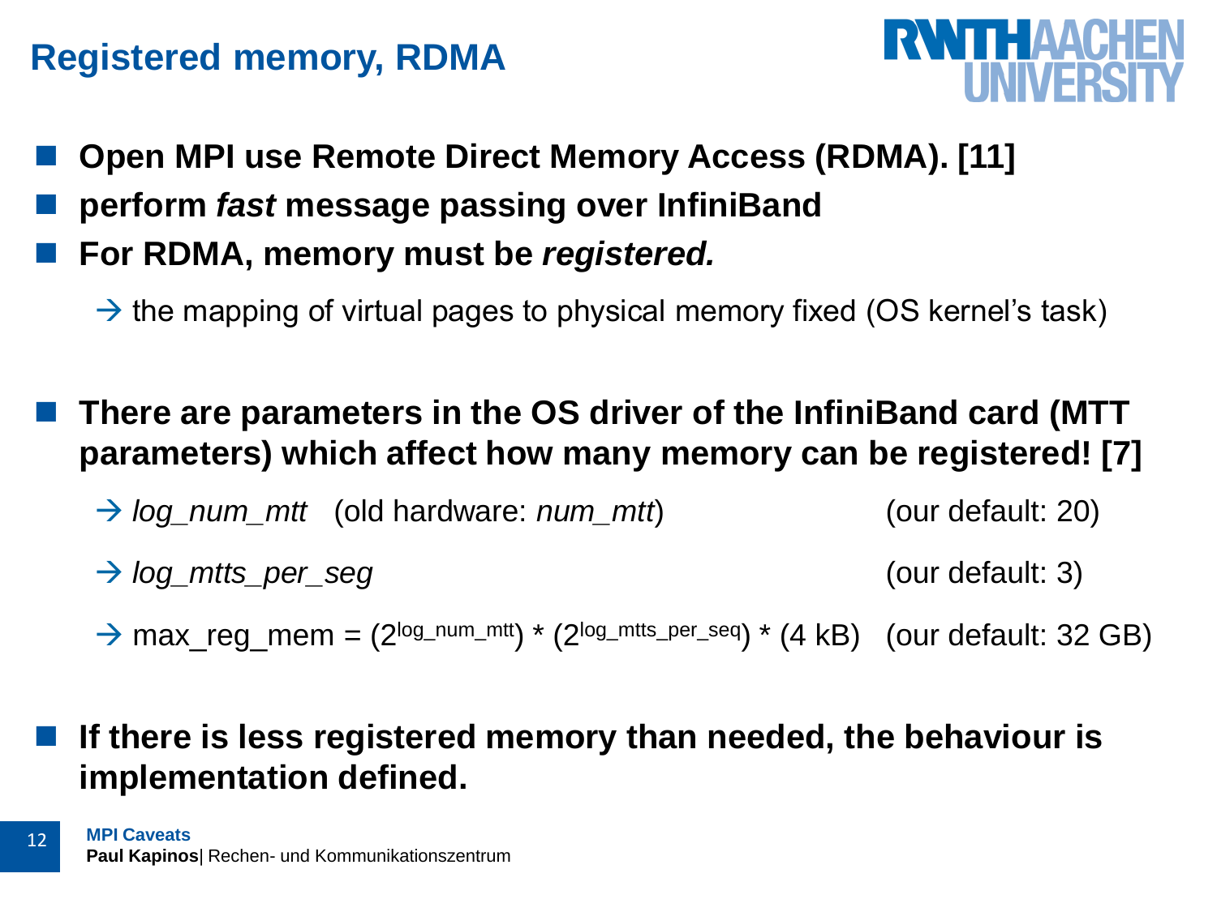# Registered memory, RDMA

- **Open MPI use Remote Direct Memory Access (RDMA). [11]**
- **perform *fast* message passing over InfiniBand**
- **For RDMA, memory must be *registered.***

  → the mapping of virtual pages to physical memory fixed (OS kernel's task)

- **There are parameters in the OS driver of the InfiniBand card (MTT parameters) which affect how many memory can be registered! [7]**

  → *log_num_mtt* (old hardware: *num_mtt*) (our default: 20)

  → *log_mtts_per_seg* (our default: 3)

  → max_reg_mem = $(2^{\text{log\_num\_mtt}}) * (2^{\text{log\_mtts\_per\_seq}}) * (4\ \text{kB})$ (our default: 32 GB)

- **If there is less registered memory than needed, the behaviour is implementation defined.**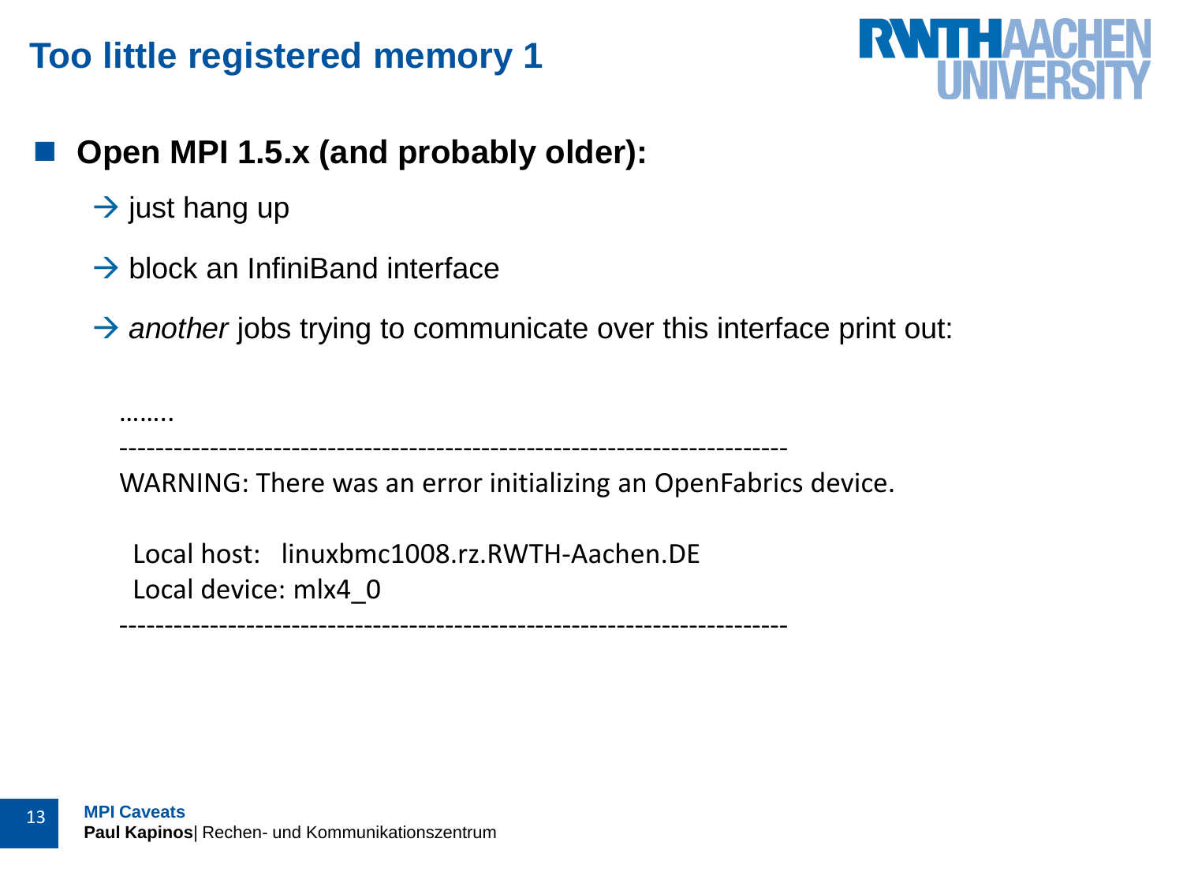# Too little registered memory 1

- **Open MPI 1.5.x (and probably older):**
  - → just hang up
  - → block an InfiniBand interface
  - → *another* jobs trying to communicate over this interface print out:

```
........
--------------------------------------------------------------------------
WARNING: There was an error initializing an OpenFabrics device.

  Local host:   linuxbmc1008.rz.RWTH-Aachen.DE
  Local device: mlx4_0
--------------------------------------------------------------------------
```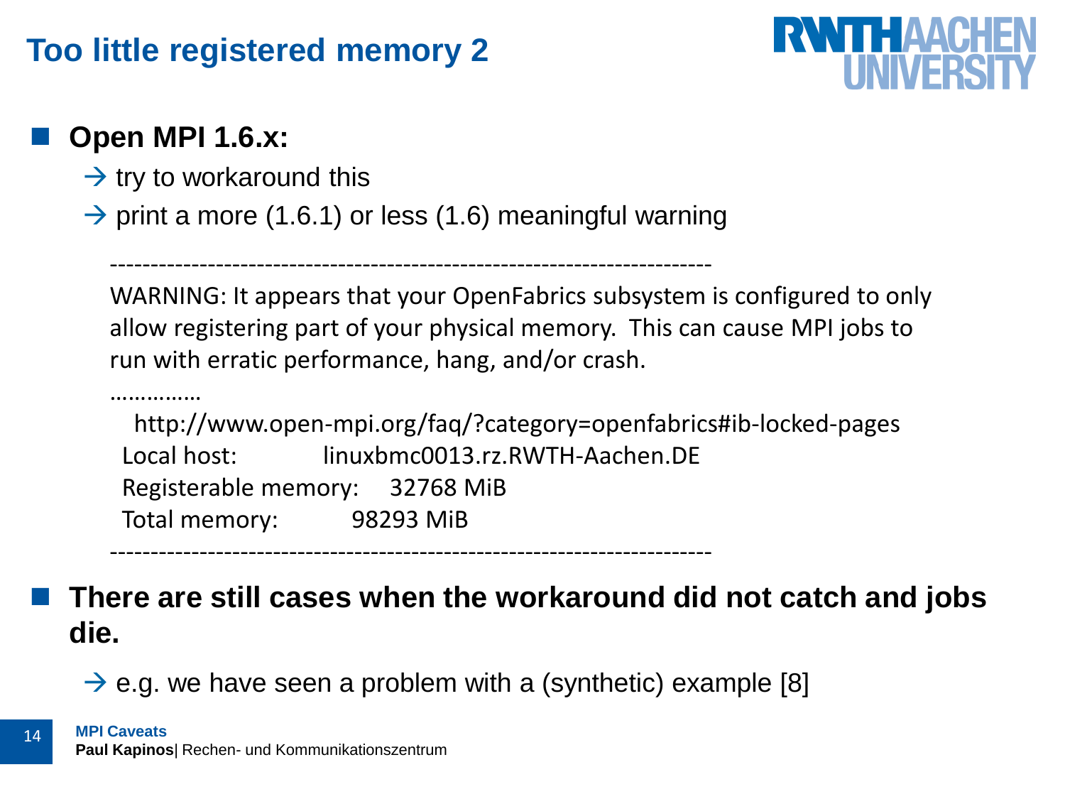# Too little registered memory 2

- **Open MPI 1.6.x:**
  - → try to workaround this
  - → print a more (1.6.1) or less (1.6) meaningful warning

```
--------------------------------------------------------------------------
WARNING: It appears that your OpenFabrics subsystem is configured to only
allow registering part of your physical memory.  This can cause MPI jobs to
run with erratic performance, hang, and/or crash.
……………
  http://www.open-mpi.org/faq/?category=openfabrics#ib-locked-pages
 Local host:           linuxbmc0013.rz.RWTH-Aachen.DE
 Registerable memory:    32768 MiB
 Total memory:          98293 MiB
--------------------------------------------------------------------------
```

- **There are still cases when the workaround did not catch and jobs die.**
  - → e.g. we have seen a problem with a (synthetic) example [8]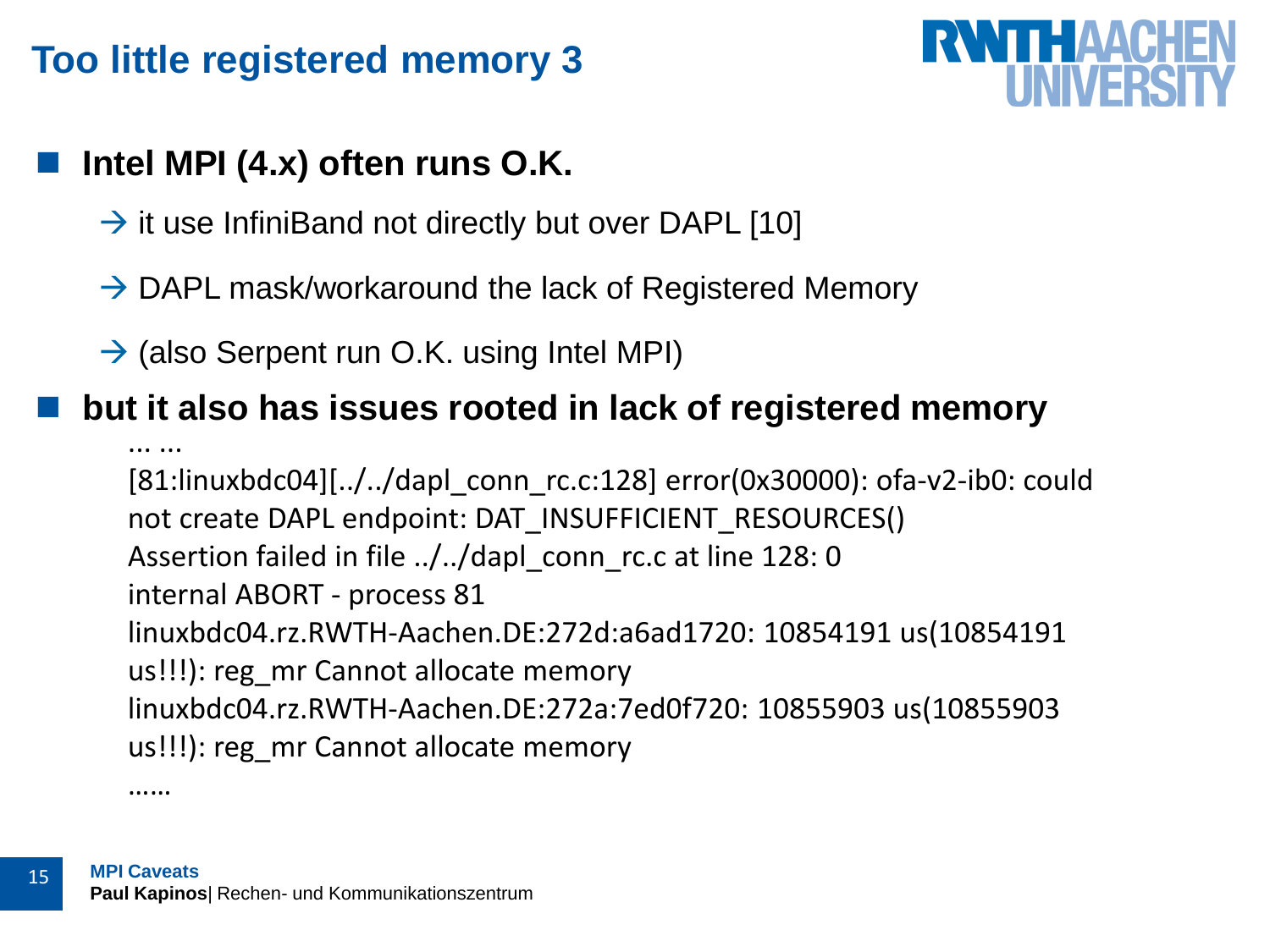# Too little registered memory 3

- **Intel MPI (4.x) often runs O.K.**
  - → it use InfiniBand not directly but over DAPL [10]
  - → DAPL mask/workaround the lack of Registered Memory
  - → (also Serpent run O.K. using Intel MPI)
- **but it also has issues rooted in lack of registered memory**

```
... ...
[81:linuxbdc04][../../dapl_conn_rc.c:128] error(0x30000): ofa-v2-ib0: could
not create DAPL endpoint: DAT_INSUFFICIENT_RESOURCES()
Assertion failed in file ../../dapl_conn_rc.c at line 128: 0
internal ABORT - process 81
linuxbdc04.rz.RWTH-Aachen.DE:272d:a6ad1720: 10854191 us(10854191
us!!!): reg_mr Cannot allocate memory
linuxbdc04.rz.RWTH-Aachen.DE:272a:7ed0f720: 10855903 us(10855903
us!!!): reg_mr Cannot allocate memory
......
```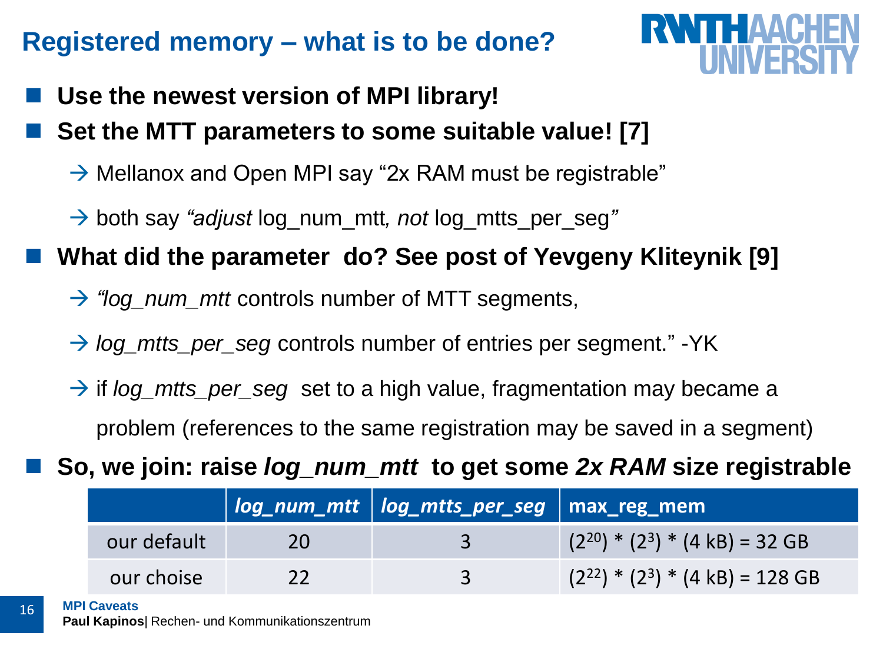# Registered memory – what is to be done?

- **Use the newest version of MPI library!**
- **Set the MTT parameters to some suitable value! [7]**
  - → Mellanox and Open MPI say “2x RAM must be registrable”
  - → both say *“adjust* log_num_mtt*, not* log_mtts_per_seg*”*
- **What did the parameter do? See post of Yevgeny Kliteynik [9]**
  - → *“log_num_mtt* controls number of MTT segments,
  - → *log_mtts_per_seg* controls number of entries per segment.” -YK
  - → if *log_mtts_per_seg* set to a high value, fragmentation may became a problem (references to the same registration may be saved in a segment)
- **So, we join: raise *log_num_mtt* to get some *2x RAM* size registrable**

| | *log_num_mtt* | *log_mtts_per_seg* | max_reg_mem |
|---|---|---|---|
| our default | 20 | 3 | $(2^{20}) * (2^{3}) * (4\ \text{kB}) = 32\ \text{GB}$ |
| our choise | 22 | 3 | $(2^{22}) * (2^{3}) * (4\ \text{kB}) = 128\ \text{GB}$ |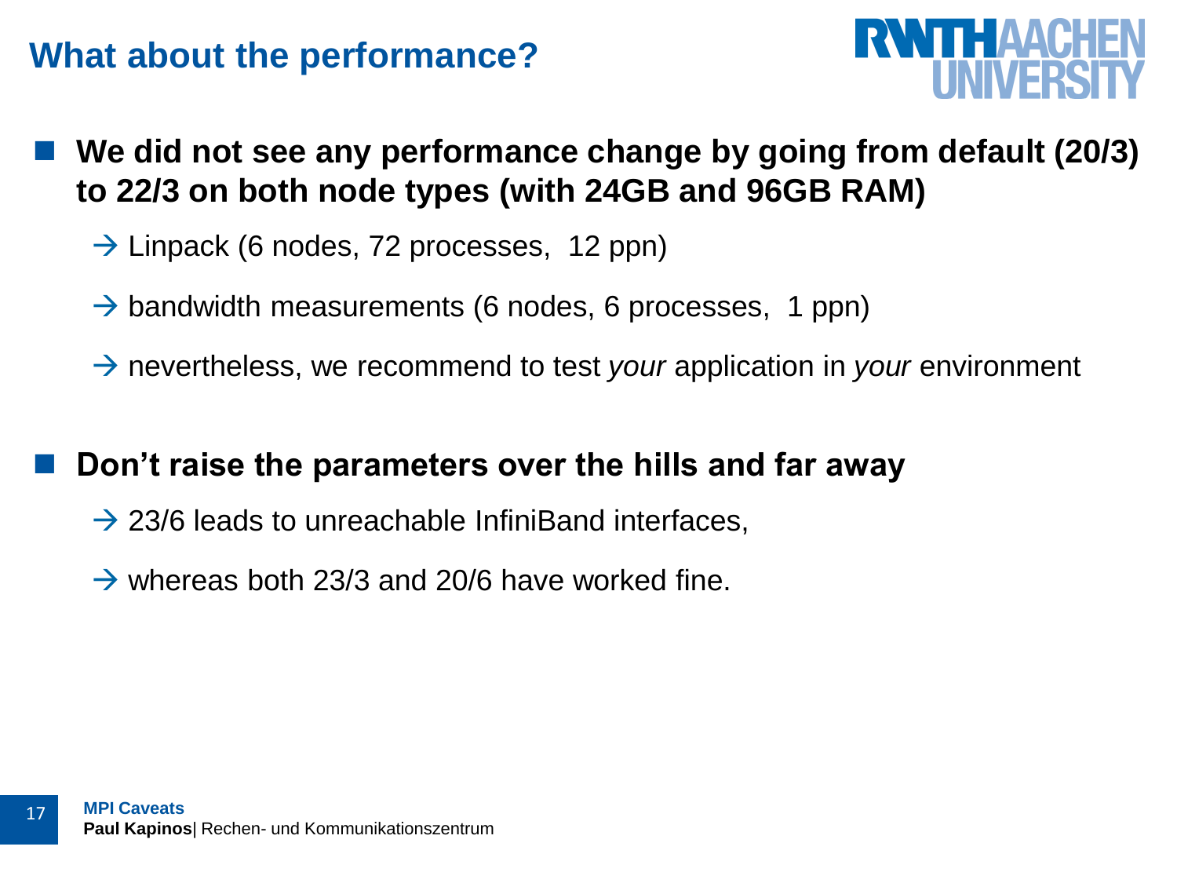# What about the performance?

- **We did not see any performance change by going from default (20/3) to 22/3 on both node types (with 24GB and 96GB RAM)**
  - → Linpack (6 nodes, 72 processes, 12 ppn)
  - → bandwidth measurements (6 nodes, 6 processes, 1 ppn)
  - → nevertheless, we recommend to test *your* application in *your* environment

- **Don't raise the parameters over the hills and far away**
  - → 23/6 leads to unreachable InfiniBand interfaces,
  - → whereas both 23/3 and 20/6 have worked fine.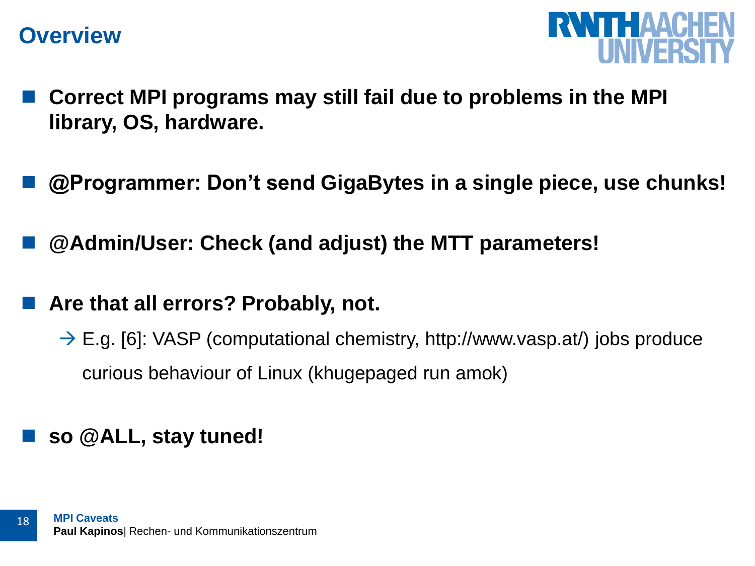# Overview

- **Correct MPI programs may still fail due to problems in the MPI library, OS, hardware.**

- **@Programmer: Don’t send GigaBytes in a single piece, use chunks!**

- **@Admin/User: Check (and adjust) the MTT parameters!**

- **Are that all errors? Probably, not.**
  - → E.g. [6]: VASP (computational chemistry, http://www.vasp.at/) jobs produce curious behaviour of Linux (khugepaged run amok)

- **so @ALL, stay tuned!**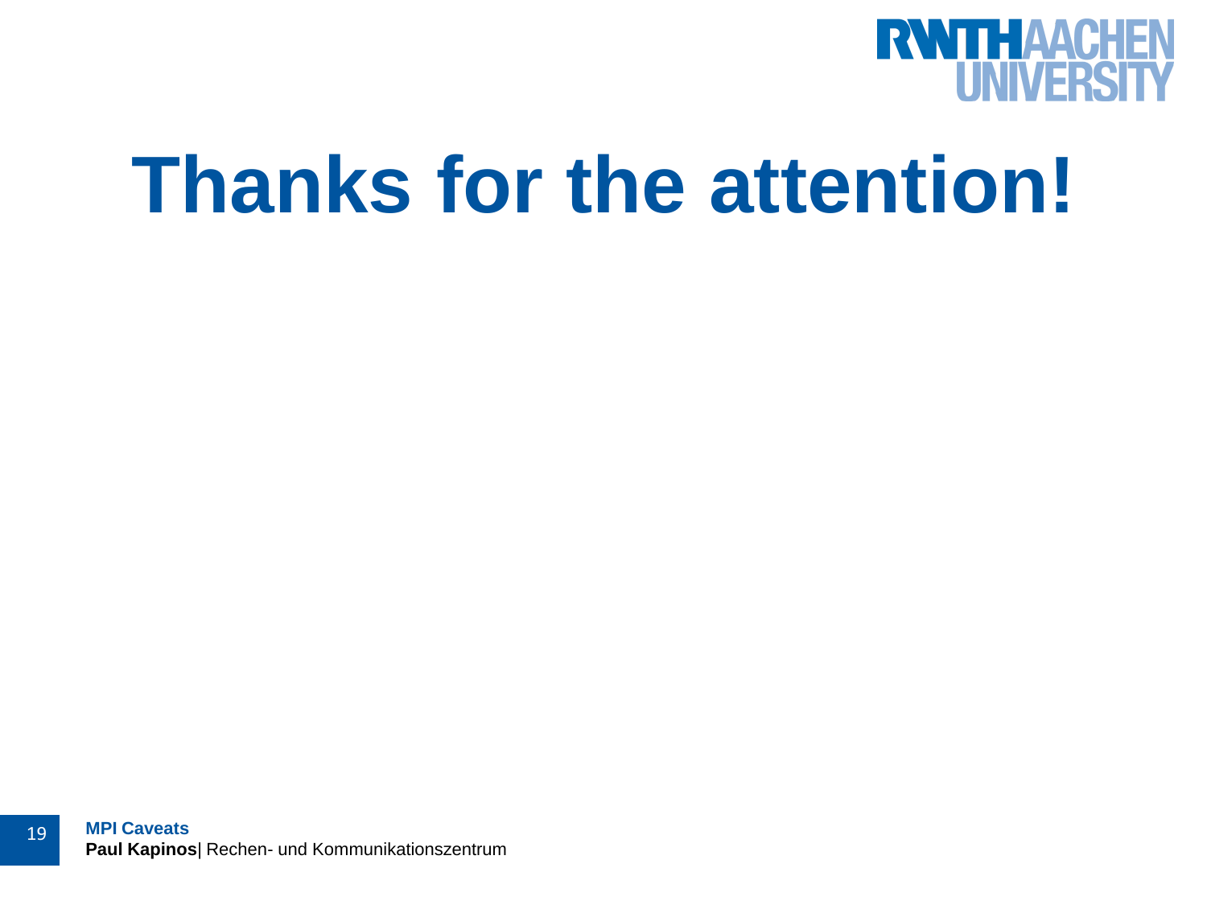# Thanks for the attention!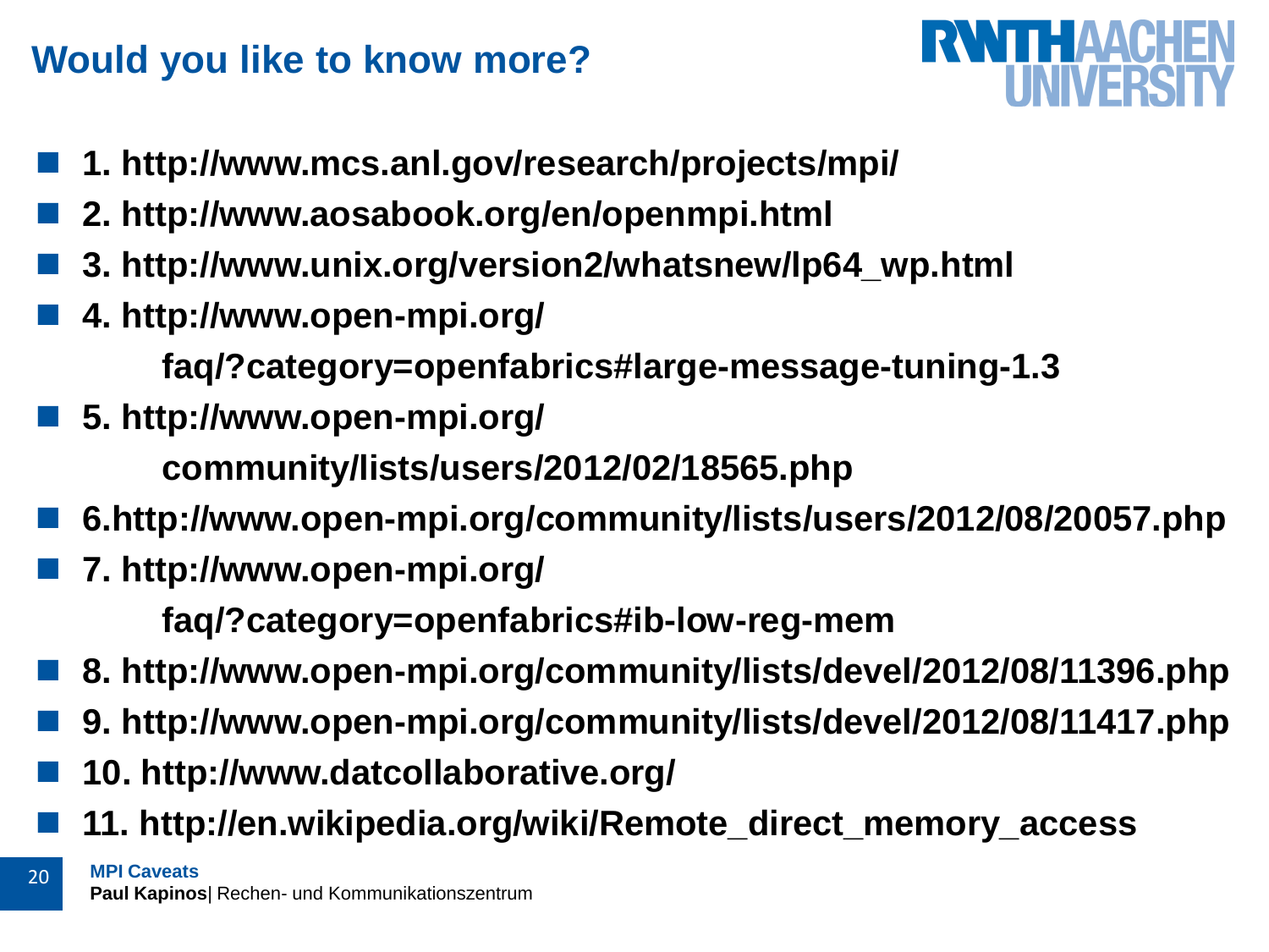## Would you like to know more?

- **1. http://www.mcs.anl.gov/research/projects/mpi/**
- **2. http://www.aosabook.org/en/openmpi.html**
- **3. http://www.unix.org/version2/whatsnew/lp64_wp.html**
- **4. http://www.open-mpi.org/ faq/?category=openfabrics#large-message-tuning-1.3**
- **5. http://www.open-mpi.org/ community/lists/users/2012/02/18565.php**
- **6.http://www.open-mpi.org/community/lists/users/2012/08/20057.php**
- **7. http://www.open-mpi.org/ faq/?category=openfabrics#ib-low-reg-mem**
- **8. http://www.open-mpi.org/community/lists/devel/2012/08/11396.php**
- **9. http://www.open-mpi.org/community/lists/devel/2012/08/11417.php**
- **10. http://www.datcollaborative.org/**
- **11. http://en.wikipedia.org/wiki/Remote_direct_memory_access**